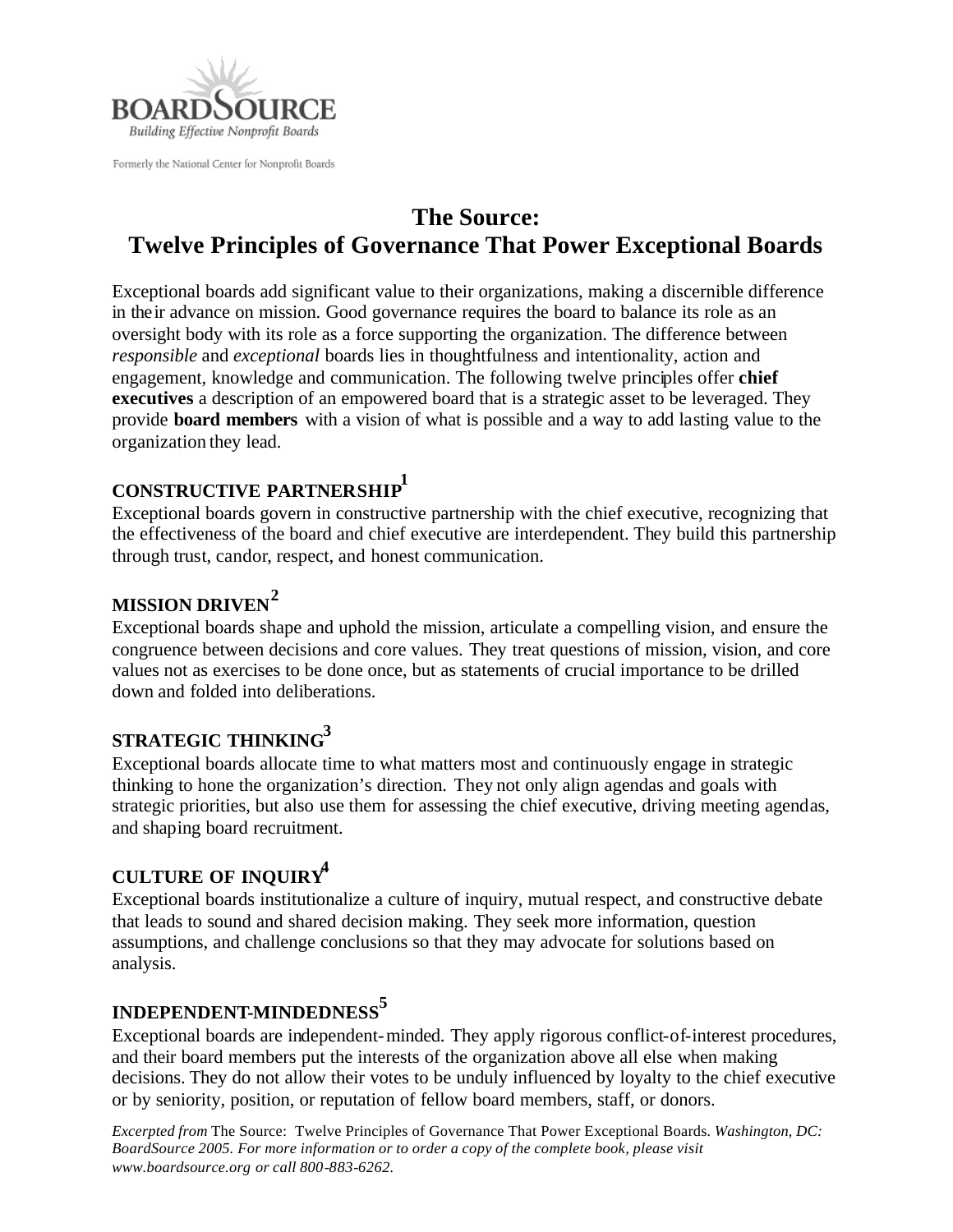BOARDSOURCE
Building Effective Nonprofit Boards

Formerly the National Center for Nonprofit Boards

# The Source: Twelve Principles of Governance That Power Exceptional Boards

Exceptional boards add significant value to their organizations, making a discernible difference in their advance on mission. Good governance requires the board to balance its role as an oversight body with its role as a force supporting the organization. The difference between *responsible* and *exceptional* boards lies in thoughtfulness and intentionality, action and engagement, knowledge and communication. The following twelve principles offer **chief executives** a description of an empowered board that is a strategic asset to be leveraged. They provide **board members** with a vision of what is possible and a way to add lasting value to the organization they lead.

## CONSTRUCTIVE PARTNERSHIP[1]

Exceptional boards govern in constructive partnership with the chief executive, recognizing that the effectiveness of the board and chief executive are interdependent. They build this partnership through trust, candor, respect, and honest communication.

## MISSION DRIVEN[2]

Exceptional boards shape and uphold the mission, articulate a compelling vision, and ensure the congruence between decisions and core values. They treat questions of mission, vision, and core values not as exercises to be done once, but as statements of crucial importance to be drilled down and folded into deliberations.

## STRATEGIC THINKING[3]

Exceptional boards allocate time to what matters most and continuously engage in strategic thinking to hone the organization's direction. They not only align agendas and goals with strategic priorities, but also use them for assessing the chief executive, driving meeting agendas, and shaping board recruitment.

## CULTURE OF INQUIRY[4]

Exceptional boards institutionalize a culture of inquiry, mutual respect, and constructive debate that leads to sound and shared decision making. They seek more information, question assumptions, and challenge conclusions so that they may advocate for solutions based on analysis.

## INDEPENDENT-MINDEDNESS[5]

Exceptional boards are independent-minded. They apply rigorous conflict-of-interest procedures, and their board members put the interests of the organization above all else when making decisions. They do not allow their votes to be unduly influenced by loyalty to the chief executive or by seniority, position, or reputation of fellow board members, staff, or donors.

*Excerpted from* The Source: Twelve Principles of Governance That Power Exceptional Boards. *Washington, DC: BoardSource 2005. For more information or to order a copy of the complete book, please visit www.boardsource.org or call 800-883-6262.*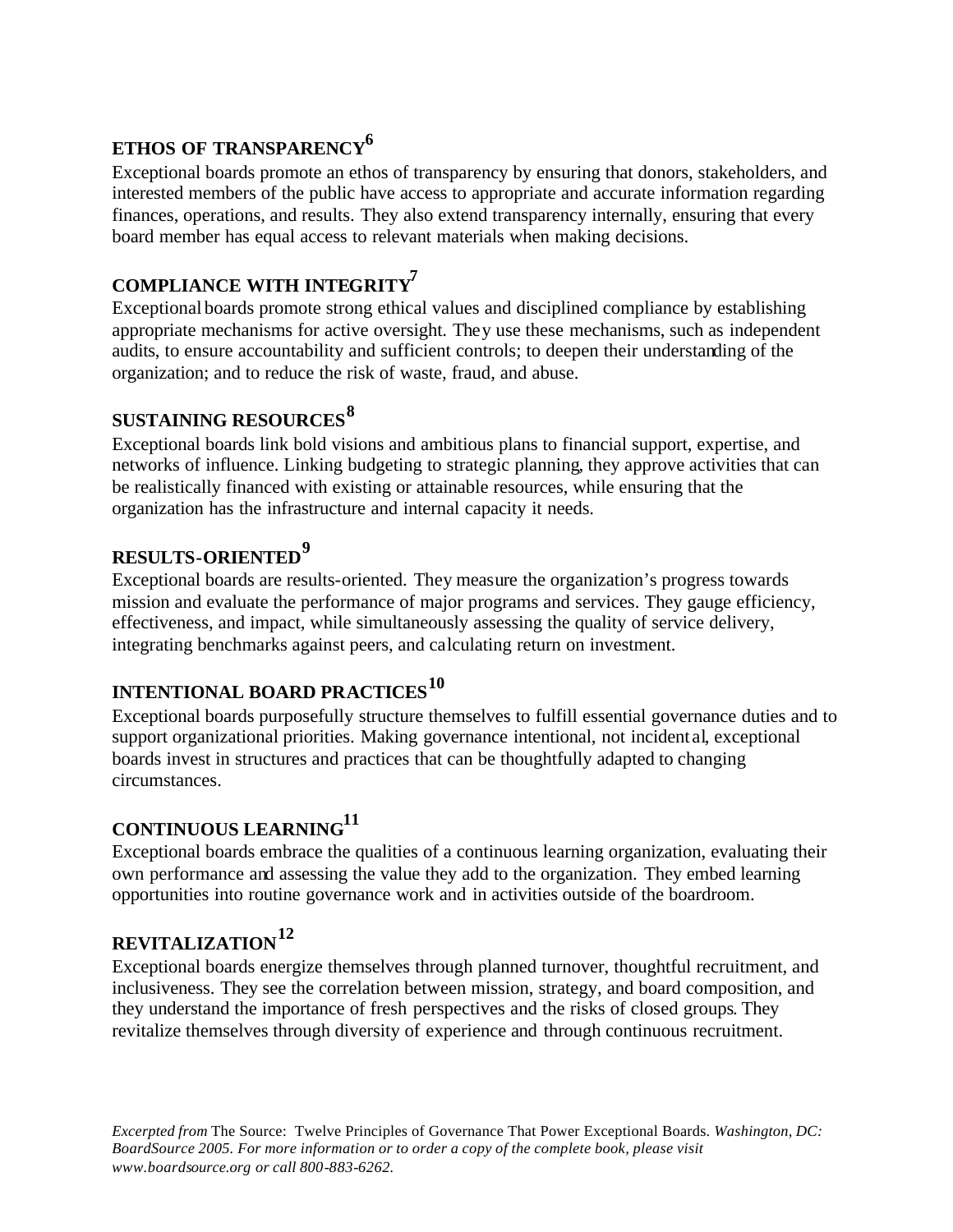## ETHOS OF TRANSPARENCY[6]

Exceptional boards promote an ethos of transparency by ensuring that donors, stakeholders, and interested members of the public have access to appropriate and accurate information regarding finances, operations, and results. They also extend transparency internally, ensuring that every board member has equal access to relevant materials when making decisions.

## COMPLIANCE WITH INTEGRITY[7]

Exceptional boards promote strong ethical values and disciplined compliance by establishing appropriate mechanisms for active oversight. They use these mechanisms, such as independent audits, to ensure accountability and sufficient controls; to deepen their understanding of the organization; and to reduce the risk of waste, fraud, and abuse.

## SUSTAINING RESOURCES[8]

Exceptional boards link bold visions and ambitious plans to financial support, expertise, and networks of influence. Linking budgeting to strategic planning, they approve activities that can be realistically financed with existing or attainable resources, while ensuring that the organization has the infrastructure and internal capacity it needs.

## RESULTS-ORIENTED[9]

Exceptional boards are results-oriented. They measure the organization's progress towards mission and evaluate the performance of major programs and services. They gauge efficiency, effectiveness, and impact, while simultaneously assessing the quality of service delivery, integrating benchmarks against peers, and calculating return on investment.

## INTENTIONAL BOARD PRACTICES[10]

Exceptional boards purposefully structure themselves to fulfill essential governance duties and to support organizational priorities. Making governance intentional, not incidental, exceptional boards invest in structures and practices that can be thoughtfully adapted to changing circumstances.

## CONTINUOUS LEARNING[11]

Exceptional boards embrace the qualities of a continuous learning organization, evaluating their own performance and assessing the value they add to the organization. They embed learning opportunities into routine governance work and in activities outside of the boardroom.

## REVITALIZATION[12]

Exceptional boards energize themselves through planned turnover, thoughtful recruitment, and inclusiveness. They see the correlation between mission, strategy, and board composition, and they understand the importance of fresh perspectives and the risks of closed groups. They revitalize themselves through diversity of experience and through continuous recruitment.

*Excerpted from* The Source: Twelve Principles of Governance That Power Exceptional Boards. *Washington, DC: BoardSource 2005. For more information or to order a copy of the complete book, please visit www.boardsource.org or call 800-883-6262.*